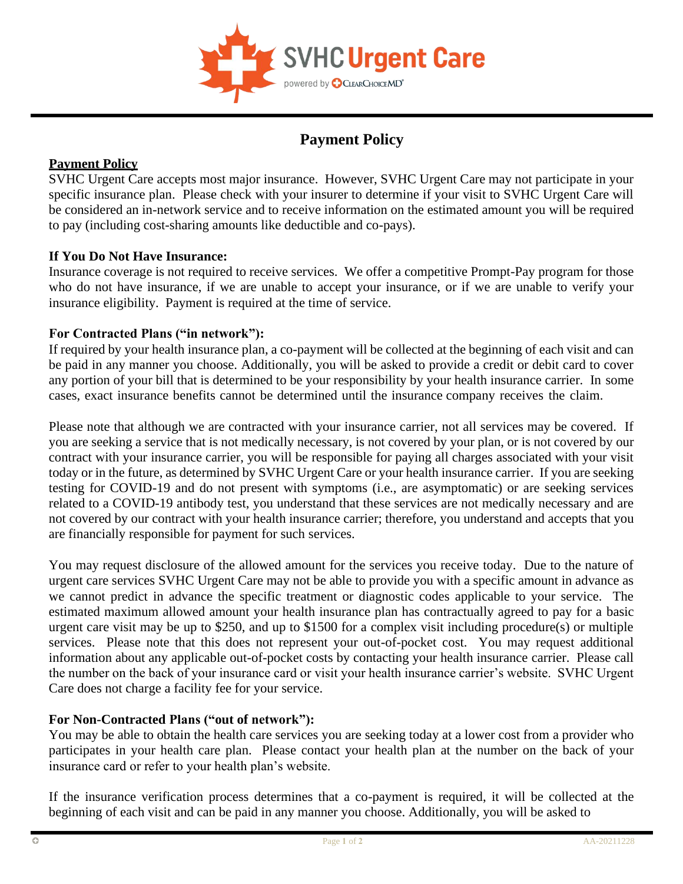SVHC Urgent Care

powered by ClearChoiceMD

# Payment Policy

**Payment Policy**

SVHC Urgent Care accepts most major insurance. However, SVHC Urgent Care may not participate in your specific insurance plan. Please check with your insurer to determine if your visit to SVHC Urgent Care will be considered an in-network service and to receive information on the estimated amount you will be required to pay (including cost-sharing amounts like deductible and co-pays).

**If You Do Not Have Insurance:**

Insurance coverage is not required to receive services. We offer a competitive Prompt-Pay program for those who do not have insurance, if we are unable to accept your insurance, or if we are unable to verify your insurance eligibility. Payment is required at the time of service.

**For Contracted Plans ("in network"):**

If required by your health insurance plan, a co-payment will be collected at the beginning of each visit and can be paid in any manner you choose. Additionally, you will be asked to provide a credit or debit card to cover any portion of your bill that is determined to be your responsibility by your health insurance carrier. In some cases, exact insurance benefits cannot be determined until the insurance company receives the claim.

Please note that although we are contracted with your insurance carrier, not all services may be covered. If you are seeking a service that is not medically necessary, is not covered by your plan, or is not covered by our contract with your insurance carrier, you will be responsible for paying all charges associated with your visit today or in the future, as determined by SVHC Urgent Care or your health insurance carrier. If you are seeking testing for COVID-19 and do not present with symptoms (i.e., are asymptomatic) or are seeking services related to a COVID-19 antibody test, you understand that these services are not medically necessary and are not covered by our contract with your health insurance carrier; therefore, you understand and accepts that you are financially responsible for payment for such services.

You may request disclosure of the allowed amount for the services you receive today. Due to the nature of urgent care services SVHC Urgent Care may not be able to provide you with a specific amount in advance as we cannot predict in advance the specific treatment or diagnostic codes applicable to your service. The estimated maximum allowed amount your health insurance plan has contractually agreed to pay for a basic urgent care visit may be up to $250, and up to $1500 for a complex visit including procedure(s) or multiple services. Please note that this does not represent your out-of-pocket cost. You may request additional information about any applicable out-of-pocket costs by contacting your health insurance carrier. Please call the number on the back of your insurance card or visit your health insurance carrier's website. SVHC Urgent Care does not charge a facility fee for your service.

**For Non-Contracted Plans ("out of network"):**

You may be able to obtain the health care services you are seeking today at a lower cost from a provider who participates in your health care plan. Please contact your health plan at the number on the back of your insurance card or refer to your health plan's website.

If the insurance verification process determines that a co-payment is required, it will be collected at the beginning of each visit and can be paid in any manner you choose. Additionally, you will be asked to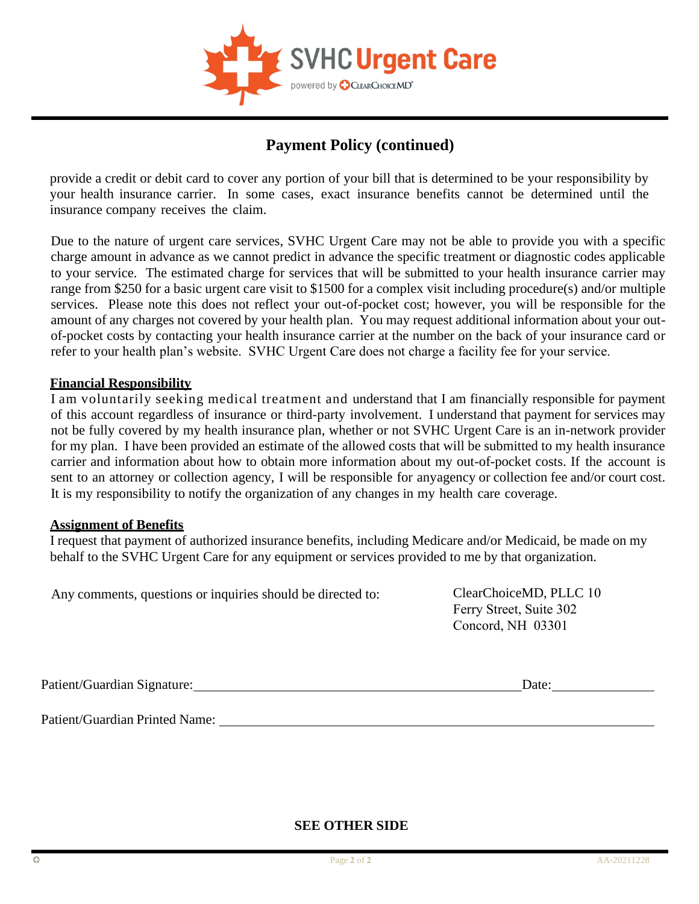## Payment Policy (continued)

provide a credit or debit card to cover any portion of your bill that is determined to be your responsibility by your health insurance carrier. In some cases, exact insurance benefits cannot be determined until the insurance company receives the claim.

Due to the nature of urgent care services, SVHC Urgent Care may not be able to provide you with a specific charge amount in advance as we cannot predict in advance the specific treatment or diagnostic codes applicable to your service. The estimated charge for services that will be submitted to your health insurance carrier may range from $250 for a basic urgent care visit to $1500 for a complex visit including procedure(s) and/or multiple services. Please note this does not reflect your out-of-pocket cost; however, you will be responsible for the amount of any charges not covered by your health plan. You may request additional information about your out-of-pocket costs by contacting your health insurance carrier at the number on the back of your insurance card or refer to your health plan's website. SVHC Urgent Care does not charge a facility fee for your service.

**Financial Responsibility**

I am voluntarily seeking medical treatment and understand that I am financially responsible for payment of this account regardless of insurance or third-party involvement. I understand that payment for services may not be fully covered by my health insurance plan, whether or not SVHC Urgent Care is an in-network provider for my plan. I have been provided an estimate of the allowed costs that will be submitted to my health insurance carrier and information about how to obtain more information about my out-of-pocket costs. If the account is sent to an attorney or collection agency, I will be responsible for anyagency or collection fee and/or court cost. It is my responsibility to notify the organization of any changes in my health care coverage.

**Assignment of Benefits**

I request that payment of authorized insurance benefits, including Medicare and/or Medicaid, be made on my behalf to the SVHC Urgent Care for any equipment or services provided to me by that organization.

Any comments, questions or inquiries should be directed to:

ClearChoiceMD, PLLC 10 Ferry Street, Suite 302
Concord, NH 03301

Patient/Guardian Signature: ______________________________ Date: ____________

Patient/Guardian Printed Name: ______________________________

**SEE OTHER SIDE**

AA-20211228